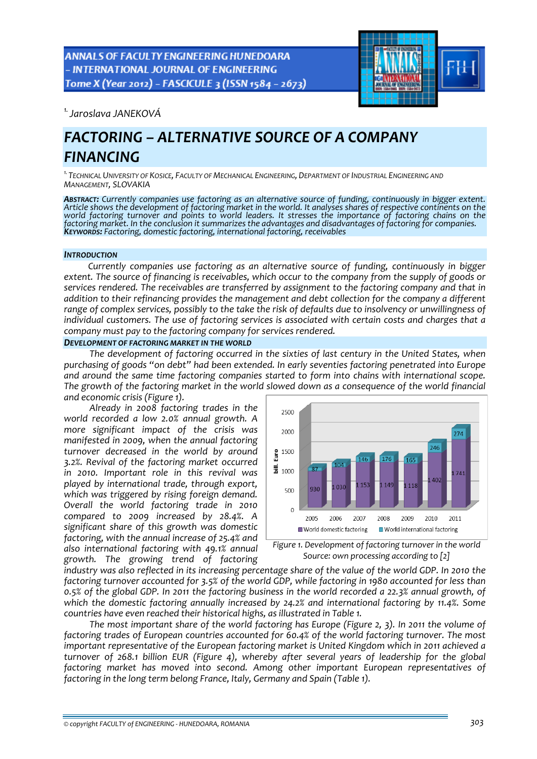[1.] Jaroslava JANEKOVÁ

# FACTORING – ALTERNATIVE SOURCE OF A COMPANY FINANCING

[1.] TECHNICAL UNIVERSITY OF KOSICE, FACULTY OF MECHANICAL ENGINEERING, DEPARTMENT OF INDUSTRIAL ENGINEERING AND MANAGEMENT, SLOVAKIA

***ABSTRACT:*** *Currently companies use factoring as an alternative source of funding, continuously in bigger extent. Article shows the development of factoring market in the world. It analyses shares of respective continents on the world factoring turnover and points to world leaders. It stresses the importance of factoring chains on the factoring market. In the conclusion it summarizes the advantages and disadvantages of factoring for companies.*
***KEYWORDS:*** *Factoring, domestic factoring, international factoring, receivables*

## INTRODUCTION

*Currently companies use factoring as an alternative source of funding, continuously in bigger extent. The source of financing is receivables, which occur to the company from the supply of goods or services rendered. The receivables are transferred by assignment to the factoring company and that in addition to their refinancing provides the management and debt collection for the company a different range of complex services, possibly to the take the risk of defaults due to insolvency or unwillingness of individual customers. The use of factoring services is associated with certain costs and charges that a company must pay to the factoring company for services rendered.*

## DEVELOPMENT OF FACTORING MARKET IN THE WORLD

*The development of factoring occurred in the sixties of last century in the United States, when purchasing of goods "on debt" had been extended. In early seventies factoring penetrated into Europe and around the same time factoring companies started to form into chains with international scope. The growth of the factoring market in the world slowed down as a consequence of the world financial and economic crisis (Figure 1).*

*Already in 2008 factoring trades in the world recorded a low 2.0% annual growth. A more significant impact of the crisis was manifested in 2009, when the annual factoring turnover decreased in the world by around 3.2%. Revival of the factoring market occurred in 2010. Important role in this revival was played by international trade, through export, which was triggered by rising foreign demand. Overall the world factoring trade in 2010 compared to 2009 increased by 28.4%. A significant share of this growth was domestic factoring, with the annual increase of 25.4% and also international factoring with 49.1% annual growth. The growing trend of factoring industry was also reflected in its increasing percentage share of the value of the world GDP. In 2010 the factoring turnover accounted for 3.5% of the world GDP, while factoring in 1980 accounted for less than 0.5% of the global GDP. In 2011 the factoring business in the world recorded a 22.3% annual growth, of which the domestic factoring annually increased by 24.2% and international factoring by 11.4%. Some countries have even reached their historical highs, as illustrated in Table 1.*

| Year | World domestic factoring (bill. Euro) | World international factoring (bill. Euro) |
|---|---|---|
| 2005 | 930 | 87 |
| 2006 | 1 030 | 104 |
| 2007 | 1 153 | 146 |
| 2008 | 1 149 | 176 |
| 2009 | 1 118 | 165 |
| 2010 | 1 402 | 246 |
| 2011 | 1 741 | 274 |

*Figure 1. Development of factoring turnover in the world*
*Source: own processing according to [2]*

*The most important share of the world factoring has Europe (Figure 2, 3). In 2011 the volume of factoring trades of European countries accounted for 60.4% of the world factoring turnover. The most important representative of the European factoring market is United Kingdom which in 2011 achieved a turnover of 268.1 billion EUR (Figure 4), whereby after several years of leadership for the global factoring market has moved into second. Among other important European representatives of factoring in the long term belong France, Italy, Germany and Spain (Table 1).*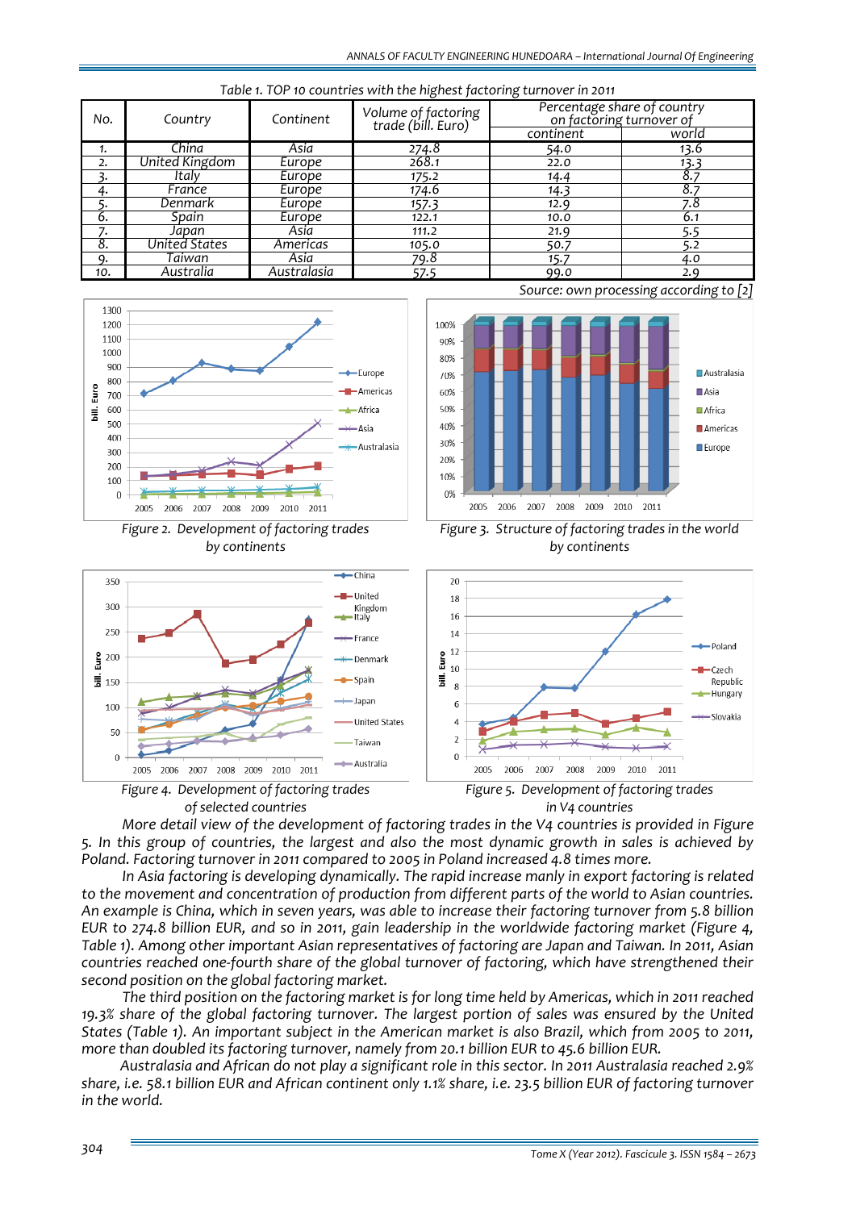Table 1. TOP 10 countries with the highest factoring turnover in 2011

| No. | Country | Continent | Volume of factoring trade (bill. Euro) | Percentage share of country on factoring turnover of | |
|---|---|---|---|---|---|
| | | | | continent | world |
| 1. | China | Asia | 274.8 | 54.0 | 13.6 |
| 2. | United Kingdom | Europe | 268.1 | 22.0 | 13.3 |
| 3. | Italy | Europe | 175.2 | 14.4 | 8.7 |
| 4. | France | Europe | 174.6 | 14.3 | 8.7 |
| 5. | Denmark | Europe | 157.3 | 12.9 | 7.8 |
| 6. | Spain | Europe | 122.1 | 10.0 | 6.1 |
| 7. | Japan | Asia | 111.2 | 21.9 | 5.5 |
| 8. | United States | Americas | 105.0 | 50.7 | 5.2 |
| 9. | Taiwan | Asia | 79.8 | 15.7 | 4.0 |
| 10. | Australia | Australasia | 57.5 | 99.0 | 2.9 |

Source: own processing according to [2]

Figure 2. Development of factoring trades by continents

Figure 3. Structure of factoring trades in the world by continents

Figure 4. Development of factoring trades of selected countries

Figure 5. Development of factoring trades in V4 countries

More detail view of the development of factoring trades in the V4 countries is provided in Figure 5. In this group of countries, the largest and also the most dynamic growth in sales is achieved by Poland. Factoring turnover in 2011 compared to 2005 in Poland increased 4.8 times more.

In Asia factoring is developing dynamically. The rapid increase manly in export factoring is related to the movement and concentration of production from different parts of the world to Asian countries. An example is China, which in seven years, was able to increase their factoring turnover from 5.8 billion EUR to 274.8 billion EUR, and so in 2011, gain leadership in the worldwide factoring market (Figure 4, Table 1). Among other important Asian representatives of factoring are Japan and Taiwan. In 2011, Asian countries reached one-fourth share of the global turnover of factoring, which have strengthened their second position on the global factoring market.

The third position on the factoring market is for long time held by Americas, which in 2011 reached 19.3% share of the global factoring turnover. The largest portion of sales was ensured by the United States (Table 1). An important subject in the American market is also Brazil, which from 2005 to 2011, more than doubled its factoring turnover, namely from 20.1 billion EUR to 45.6 billion EUR.

Australasia and African do not play a significant role in this sector. In 2011 Australasia reached 2.9% share, i.e. 58.1 billion EUR and African continent only 1.1% share, i.e. 23.5 billion EUR of factoring turnover in the world.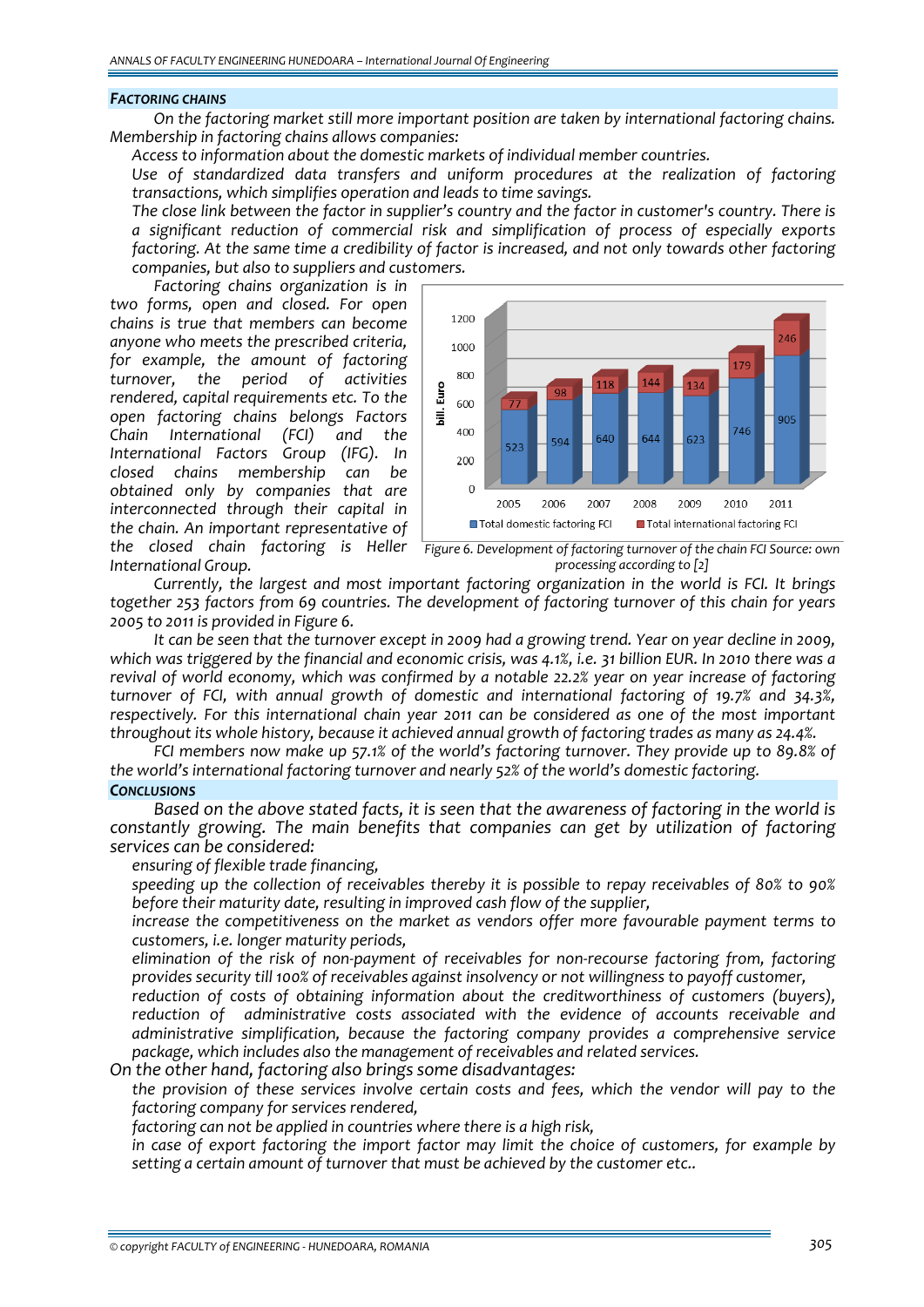#### FACTORING CHAINS

On the factoring market still more important position are taken by international factoring chains. Membership in factoring chains allows companies:

- Access to information about the domestic markets of individual member countries.
- Use of standardized data transfers and uniform procedures at the realization of factoring transactions, which simplifies operation and leads to time savings.
- The close link between the factor in supplier's country and the factor in customer's country. There is a significant reduction of commercial risk and simplification of process of especially exports factoring. At the same time a credibility of factor is increased, and not only towards other factoring companies, but also to suppliers and customers.

Factoring chains organization is in two forms, open and closed. For open chains is true that members can become anyone who meets the prescribed criteria, for example, the amount of factoring turnover, the period of activities rendered, capital requirements etc. To the open factoring chains belongs Factors Chain International (FCI) and the International Factors Group (IFG). In closed chains membership can be obtained only by companies that are interconnected through their capital in the chain. An important representative of the closed chain factoring is Heller International Group.

| bill. Euro | 2005 | 2006 | 2007 | 2008 | 2009 | 2010 | 2011 |
|---|---|---|---|---|---|---|---|
| Total domestic factoring FCI | 523 | 594 | 640 | 644 | 623 | 746 | 905 |
| Total international factoring FCI | 77 | 98 | 118 | 144 | 134 | 179 | 246 |

Figure 6. Development of factoring turnover of the chain FCI Source: own processing according to [2]

Currently, the largest and most important factoring organization in the world is FCI. It brings together 253 factors from 69 countries. The development of factoring turnover of this chain for years 2005 to 2011 is provided in Figure 6.

It can be seen that the turnover except in 2009 had a growing trend. Year on year decline in 2009, which was triggered by the financial and economic crisis, was 4.1%, i.e. 31 billion EUR. In 2010 there was a revival of world economy, which was confirmed by a notable 22.2% year on year increase of factoring turnover of FCI, with annual growth of domestic and international factoring of 19.7% and 34.3%, respectively. For this international chain year 2011 can be considered as one of the most important throughout its whole history, because it achieved annual growth of factoring trades as many as 24.4%.

FCI members now make up 57.1% of the world's factoring turnover. They provide up to 89.8% of the world's international factoring turnover and nearly 52% of the world's domestic factoring.

#### CONCLUSIONS

Based on the above stated facts, it is seen that the awareness of factoring in the world is constantly growing. The main benefits that companies can get by utilization of factoring services can be considered:

- ensuring of flexible trade financing,
- speeding up the collection of receivables thereby it is possible to repay receivables of 80% to 90% before their maturity date, resulting in improved cash flow of the supplier,
- increase the competitiveness on the market as vendors offer more favourable payment terms to customers, i.e. longer maturity periods,
- elimination of the risk of non-payment of receivables for non-recourse factoring from, factoring provides security till 100% of receivables against insolvency or not willingness to payoff customer,
- reduction of costs of obtaining information about the creditworthiness of customers (buyers),
- reduction of administrative costs associated with the evidence of accounts receivable and administrative simplification, because the factoring company provides a comprehensive service package, which includes also the management of receivables and related services.

On the other hand, factoring also brings some disadvantages:

- the provision of these services involve certain costs and fees, which the vendor will pay to the factoring company for services rendered,
- factoring can not be applied in countries where there is a high risk,
- in case of export factoring the import factor may limit the choice of customers, for example by setting a certain amount of turnover that must be achieved by the customer etc..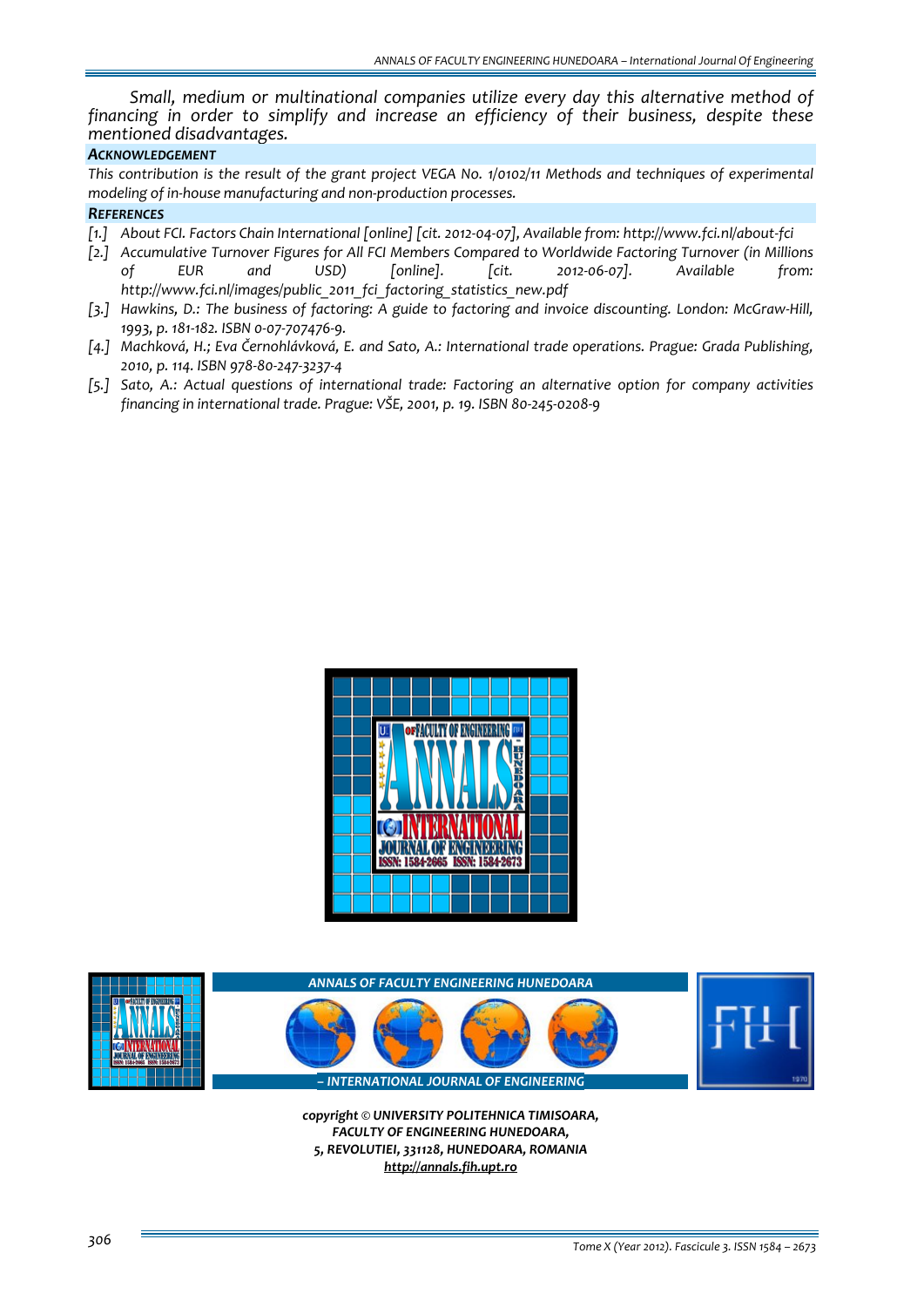*Small, medium or multinational companies utilize every day this alternative method of financing in order to simplify and increase an efficiency of their business, despite these mentioned disadvantages.*

### ACKNOWLEDGEMENT

*This contribution is the result of the grant project VEGA No. 1/0102/11 Methods and techniques of experimental modeling of in-house manufacturing and non-production processes.*

### REFERENCES

*[1.] About FCI. Factors Chain International [online] [cit. 2012-04-07], Available from: http://www.fci.nl/about-fci*

*[2.] Accumulative Turnover Figures for All FCI Members Compared to Worldwide Factoring Turnover (in Millions of EUR and USD) [online]. [cit. 2012-06-07]. Available from: http://www.fci.nl/images/public_2011_fci_factoring_statistics_new.pdf*

*[3.] Hawkins, D.: The business of factoring: A guide to factoring and invoice discounting. London: McGraw-Hill, 1993, p. 181-182. ISBN 0-07-707476-9.*

*[4.] Machková, H.; Eva Černohlávková, E. and Sato, A.: International trade operations. Prague: Grada Publishing, 2010, p. 114. ISBN 978-80-247-3237-4*

*[5.] Sato, A.: Actual questions of international trade: Factoring an alternative option for company activities financing in international trade. Prague: VŠE, 2001, p. 19. ISBN 80-245-0208-9*

ANNALS OF FACULTY ENGINEERING HUNEDOARA

– INTERNATIONAL JOURNAL OF ENGINEERING

***copyright © UNIVERSITY POLITEHNICA TIMISOARA, FACULTY OF ENGINEERING HUNEDOARA, 5, REVOLUTIEI, 331128, HUNEDOARA, ROMANIA***
***http://annals.fih.upt.ro***